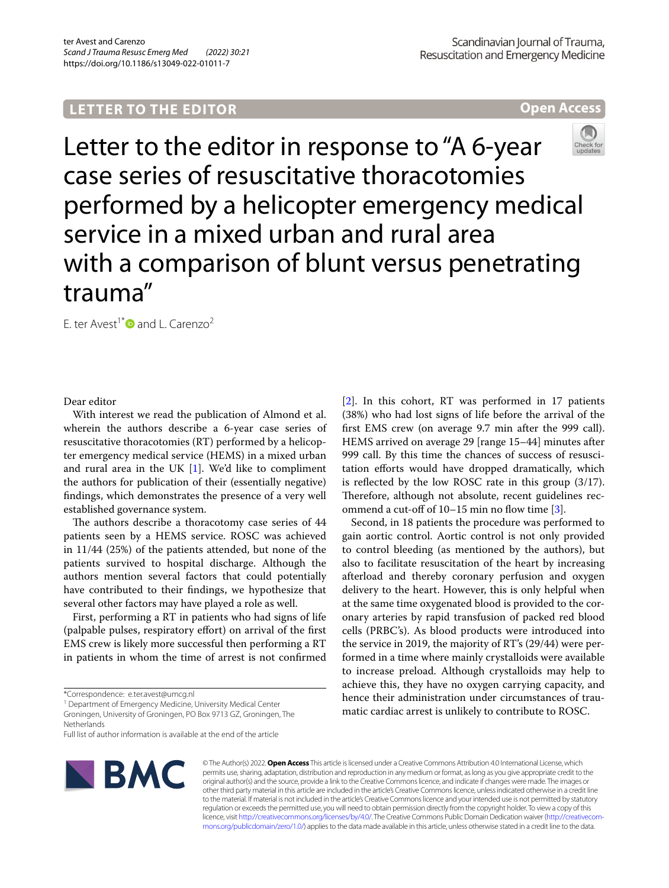LETTER TO THE EDITOR

Open Access

# Letter to the editor in response to "A 6-year case series of resuscitative thoracotomies performed by a helicopter emergency medical service in a mixed urban and rural area with a comparison of blunt versus penetrating trauma"

E. ter Avest[1*] and L. Carenzo[2]

Dear editor

With interest we read the publication of Almond et al. wherein the authors describe a 6-year case series of resuscitative thoracotomies (RT) performed by a helicopter emergency medical service (HEMS) in a mixed urban and rural area in the UK [1]. We'd like to compliment the authors for publication of their (essentially negative) findings, which demonstrates the presence of a very well established governance system.

The authors describe a thoracotomy case series of 44 patients seen by a HEMS service. ROSC was achieved in 11/44 (25%) of the patients attended, but none of the patients survived to hospital discharge. Although the authors mention several factors that could potentially have contributed to their findings, we hypothesize that several other factors may have played a role as well.

First, performing a RT in patients who had signs of life (palpable pulses, respiratory effort) on arrival of the first EMS crew is likely more successful then performing a RT in patients in whom the time of arrest is not confirmed [2]. In this cohort, RT was performed in 17 patients (38%) who had lost signs of life before the arrival of the first EMS crew (on average 9.7 min after the 999 call). HEMS arrived on average 29 [range 15–44] minutes after 999 call. By this time the chances of success of resuscitation efforts would have dropped dramatically, which is reflected by the low ROSC rate in this group (3/17). Therefore, although not absolute, recent guidelines recommend a cut-off of 10–15 min no flow time [3].

Second, in 18 patients the procedure was performed to gain aortic control. Aortic control is not only provided to control bleeding (as mentioned by the authors), but also to facilitate resuscitation of the heart by increasing afterload and thereby coronary perfusion and oxygen delivery to the heart. However, this is only helpful when at the same time oxygenated blood is provided to the coronary arteries by rapid transfusion of packed red blood cells (PRBC's). As blood products were introduced into the service in 2019, the majority of RT's (29/44) were performed in a time where mainly crystalloids were available to increase preload. Although crystalloids may help to achieve this, they have no oxygen carrying capacity, and hence their administration under circumstances of traumatic cardiac arrest is unlikely to contribute to ROSC.

*Correspondence: e.ter.avest@umcg.nl

[1] Department of Emergency Medicine, University Medical Center Groningen, University of Groningen, PO Box 9713 GZ, Groningen, The Netherlands

Full list of author information is available at the end of the article

© The Author(s) 2022. **Open Access** This article is licensed under a Creative Commons Attribution 4.0 International License, which permits use, sharing, adaptation, distribution and reproduction in any medium or format, as long as you give appropriate credit to the original author(s) and the source, provide a link to the Creative Commons licence, and indicate if changes were made. The images or other third party material in this article are included in the article's Creative Commons licence, unless indicated otherwise in a credit line to the material. If material is not included in the article's Creative Commons licence and your intended use is not permitted by statutory regulation or exceeds the permitted use, you will need to obtain permission directly from the copyright holder. To view a copy of this licence, visit http://creativecommons.org/licenses/by/4.0/. The Creative Commons Public Domain Dedication waiver (http://creativecommons.org/publicdomain/zero/1.0/) applies to the data made available in this article, unless otherwise stated in a credit line to the data.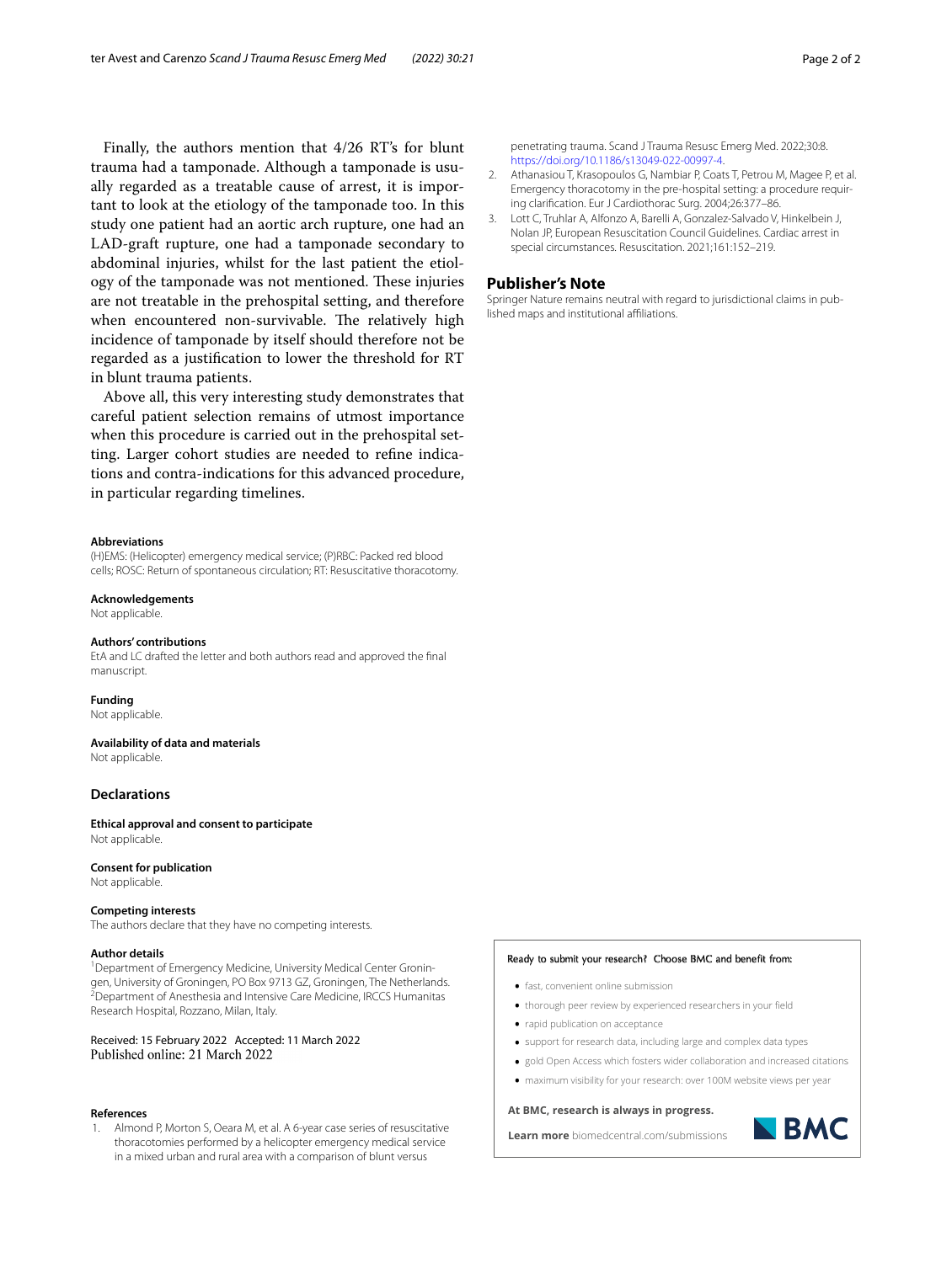Finally, the authors mention that 4/26 RT's for blunt trauma had a tamponade. Although a tamponade is usually regarded as a treatable cause of arrest, it is important to look at the etiology of the tamponade too. In this study one patient had an aortic arch rupture, one had an LAD-graft rupture, one had a tamponade secondary to abdominal injuries, whilst for the last patient the etiology of the tamponade was not mentioned. These injuries are not treatable in the prehospital setting, and therefore when encountered non-survivable. The relatively high incidence of tamponade by itself should therefore not be regarded as a justification to lower the threshold for RT in blunt trauma patients.

Above all, this very interesting study demonstrates that careful patient selection remains of utmost importance when this procedure is carried out in the prehospital setting. Larger cohort studies are needed to refine indications and contra-indications for this advanced procedure, in particular regarding timelines.

#### Abbreviations
(H)EMS: (Helicopter) emergency medical service; (P)RBC: Packed red blood cells; ROSC: Return of spontaneous circulation; RT: Resuscitative thoracotomy.

#### Acknowledgements
Not applicable.

#### Authors' contributions
EtA and LC drafted the letter and both authors read and approved the final manuscript.

#### Funding
Not applicable.

#### Availability of data and materials
Not applicable.

### Declarations

#### Ethical approval and consent to participate
Not applicable.

#### Consent for publication
Not applicable.

#### Competing interests
The authors declare that they have no competing interests.

#### Author details
[1]Department of Emergency Medicine, University Medical Center Groningen, University of Groningen, PO Box 9713 GZ, Groningen, The Netherlands. [2]Department of Anesthesia and Intensive Care Medicine, IRCCS Humanitas Research Hospital, Rozzano, Milan, Italy.

Received: 15 February 2022 Accepted: 11 March 2022
Published online: 21 March 2022

#### References
1. Almond P, Morton S, Oeara M, et al. A 6-year case series of resuscitative thoracotomies performed by a helicopter emergency medical service in a mixed urban and rural area with a comparison of blunt versus penetrating trauma. Scand J Trauma Resusc Emerg Med. 2022;30:8. https://doi.org/10.1186/s13049-022-00997-4.
2. Athanasiou T, Krasopoulos G, Nambiar P, Coats T, Petrou M, Magee P, et al. Emergency thoracotomy in the pre-hospital setting: a procedure requiring clarification. Eur J Cardiothorac Surg. 2004;26:377–86.
3. Lott C, Truhlar A, Alfonzo A, Barelli A, Gonzalez-Salvado V, Hinkelbein J, Nolan JP, European Resuscitation Council Guidelines. Cardiac arrest in special circumstances. Resuscitation. 2021;161:152–219.

### Publisher's Note
Springer Nature remains neutral with regard to jurisdictional claims in published maps and institutional affiliations.

Ready to submit your research? Choose BMC and benefit from:

- fast, convenient online submission
- thorough peer review by experienced researchers in your field
- rapid publication on acceptance
- support for research data, including large and complex data types
- gold Open Access which fosters wider collaboration and increased citations
- maximum visibility for your research: over 100M website views per year

**At BMC, research is always in progress.**

**Learn more** biomedcentral.com/submissions